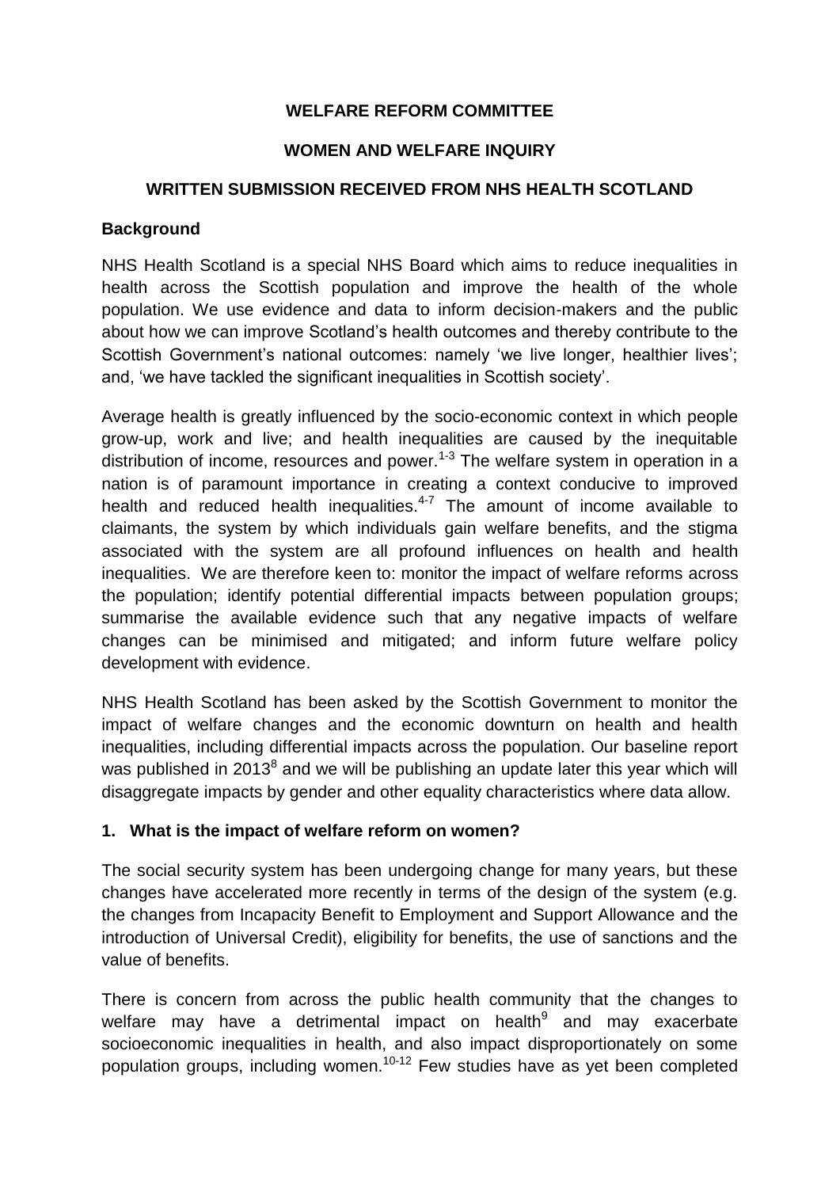**WELFARE REFORM COMMITTEE**

**WOMEN AND WELFARE INQUIRY**

**WRITTEN SUBMISSION RECEIVED FROM NHS HEALTH SCOTLAND**

## Background

NHS Health Scotland is a special NHS Board which aims to reduce inequalities in health across the Scottish population and improve the health of the whole population. We use evidence and data to inform decision-makers and the public about how we can improve Scotland's health outcomes and thereby contribute to the Scottish Government's national outcomes: namely 'we live longer, healthier lives'; and, 'we have tackled the significant inequalities in Scottish society'.

Average health is greatly influenced by the socio-economic context in which people grow-up, work and live; and health inequalities are caused by the inequitable distribution of income, resources and power.[1-3] The welfare system in operation in a nation is of paramount importance in creating a context conducive to improved health and reduced health inequalities.[4-7] The amount of income available to claimants, the system by which individuals gain welfare benefits, and the stigma associated with the system are all profound influences on health and health inequalities. We are therefore keen to: monitor the impact of welfare reforms across the population; identify potential differential impacts between population groups; summarise the available evidence such that any negative impacts of welfare changes can be minimised and mitigated; and inform future welfare policy development with evidence.

NHS Health Scotland has been asked by the Scottish Government to monitor the impact of welfare changes and the economic downturn on health and health inequalities, including differential impacts across the population. Our baseline report was published in 2013[8] and we will be publishing an update later this year which will disaggregate impacts by gender and other equality characteristics where data allow.

## 1. What is the impact of welfare reform on women?

The social security system has been undergoing change for many years, but these changes have accelerated more recently in terms of the design of the system (e.g. the changes from Incapacity Benefit to Employment and Support Allowance and the introduction of Universal Credit), eligibility for benefits, the use of sanctions and the value of benefits.

There is concern from across the public health community that the changes to welfare may have a detrimental impact on health[9] and may exacerbate socioeconomic inequalities in health, and also impact disproportionately on some population groups, including women.[10-12] Few studies have as yet been completed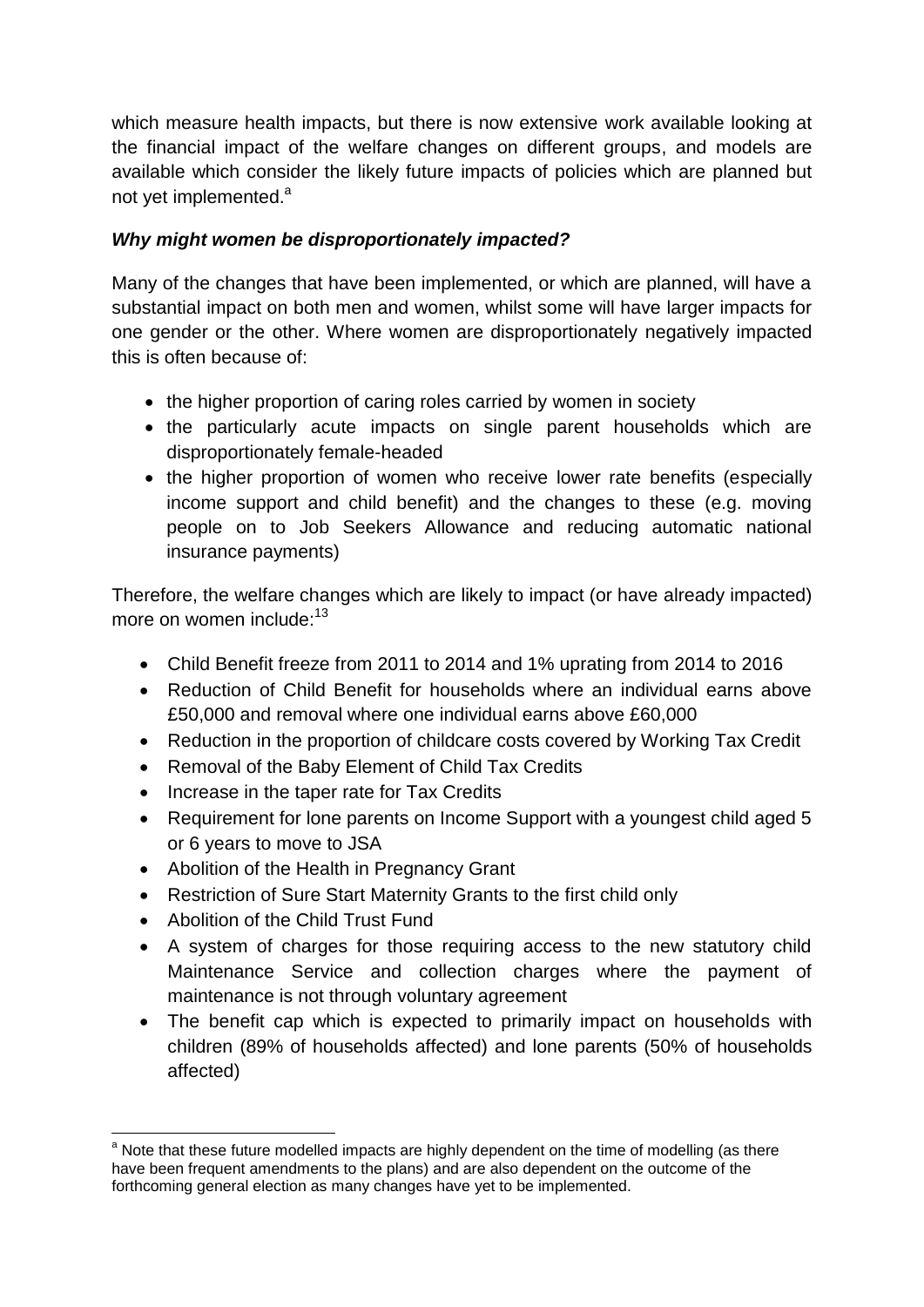which measure health impacts, but there is now extensive work available looking at the financial impact of the welfare changes on different groups, and models are available which consider the likely future impacts of policies which are planned but not yet implemented.[a]

***Why might women be disproportionately impacted?***

Many of the changes that have been implemented, or which are planned, will have a substantial impact on both men and women, whilst some will have larger impacts for one gender or the other. Where women are disproportionately negatively impacted this is often because of:

- the higher proportion of caring roles carried by women in society
- the particularly acute impacts on single parent households which are disproportionately female-headed
- the higher proportion of women who receive lower rate benefits (especially income support and child benefit) and the changes to these (e.g. moving people on to Job Seekers Allowance and reducing automatic national insurance payments)

Therefore, the welfare changes which are likely to impact (or have already impacted) more on women include:[13]

- Child Benefit freeze from 2011 to 2014 and 1% uprating from 2014 to 2016
- Reduction of Child Benefit for households where an individual earns above £50,000 and removal where one individual earns above £60,000
- Reduction in the proportion of childcare costs covered by Working Tax Credit
- Removal of the Baby Element of Child Tax Credits
- Increase in the taper rate for Tax Credits
- Requirement for lone parents on Income Support with a youngest child aged 5 or 6 years to move to JSA
- Abolition of the Health in Pregnancy Grant
- Restriction of Sure Start Maternity Grants to the first child only
- Abolition of the Child Trust Fund
- A system of charges for those requiring access to the new statutory child Maintenance Service and collection charges where the payment of maintenance is not through voluntary agreement
- The benefit cap which is expected to primarily impact on households with children (89% of households affected) and lone parents (50% of households affected)

[a] Note that these future modelled impacts are highly dependent on the time of modelling (as there have been frequent amendments to the plans) and are also dependent on the outcome of the forthcoming general election as many changes have yet to be implemented.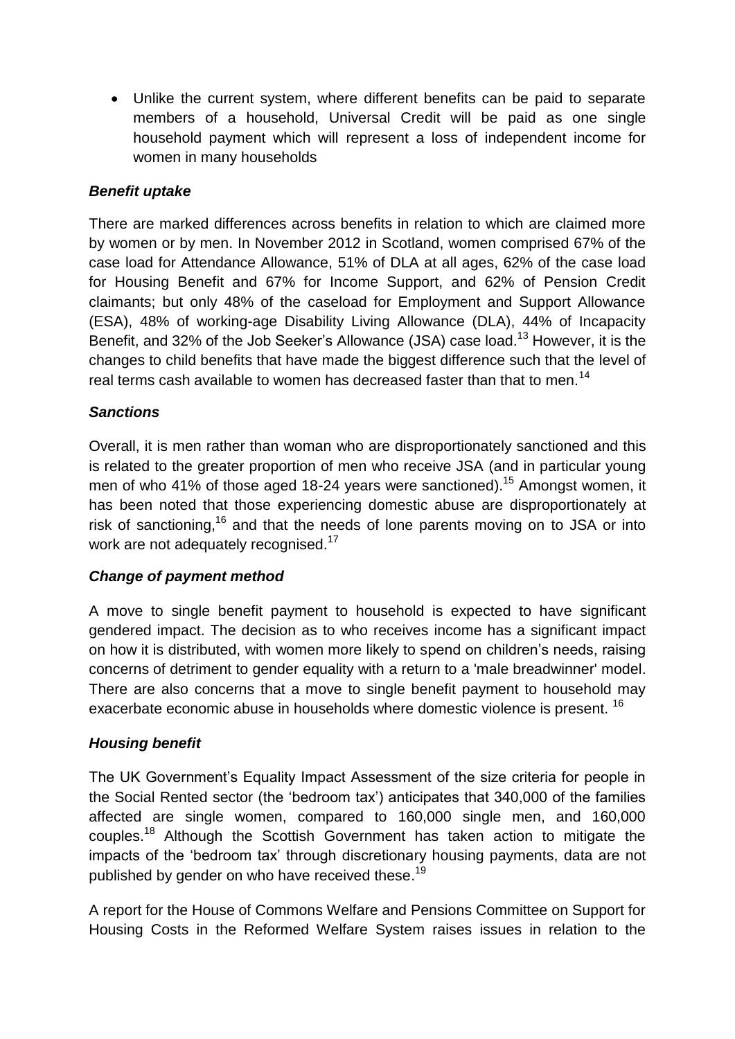- Unlike the current system, where different benefits can be paid to separate members of a household, Universal Credit will be paid as one single household payment which will represent a loss of independent income for women in many households

### *Benefit uptake*

There are marked differences across benefits in relation to which are claimed more by women or by men. In November 2012 in Scotland, women comprised 67% of the case load for Attendance Allowance, 51% of DLA at all ages, 62% of the case load for Housing Benefit and 67% for Income Support, and 62% of Pension Credit claimants; but only 48% of the caseload for Employment and Support Allowance (ESA), 48% of working-age Disability Living Allowance (DLA), 44% of Incapacity Benefit, and 32% of the Job Seeker's Allowance (JSA) case load.[13] However, it is the changes to child benefits that have made the biggest difference such that the level of real terms cash available to women has decreased faster than that to men.[14]

### *Sanctions*

Overall, it is men rather than woman who are disproportionately sanctioned and this is related to the greater proportion of men who receive JSA (and in particular young men of who 41% of those aged 18-24 years were sanctioned).[15] Amongst women, it has been noted that those experiencing domestic abuse are disproportionately at risk of sanctioning,[16] and that the needs of lone parents moving on to JSA or into work are not adequately recognised.[17]

### *Change of payment method*

A move to single benefit payment to household is expected to have significant gendered impact. The decision as to who receives income has a significant impact on how it is distributed, with women more likely to spend on children's needs, raising concerns of detriment to gender equality with a return to a 'male breadwinner' model. There are also concerns that a move to single benefit payment to household may exacerbate economic abuse in households where domestic violence is present. [16]

### *Housing benefit*

The UK Government's Equality Impact Assessment of the size criteria for people in the Social Rented sector (the 'bedroom tax') anticipates that 340,000 of the families affected are single women, compared to 160,000 single men, and 160,000 couples.[18] Although the Scottish Government has taken action to mitigate the impacts of the 'bedroom tax' through discretionary housing payments, data are not published by gender on who have received these.[19]

A report for the House of Commons Welfare and Pensions Committee on Support for Housing Costs in the Reformed Welfare System raises issues in relation to the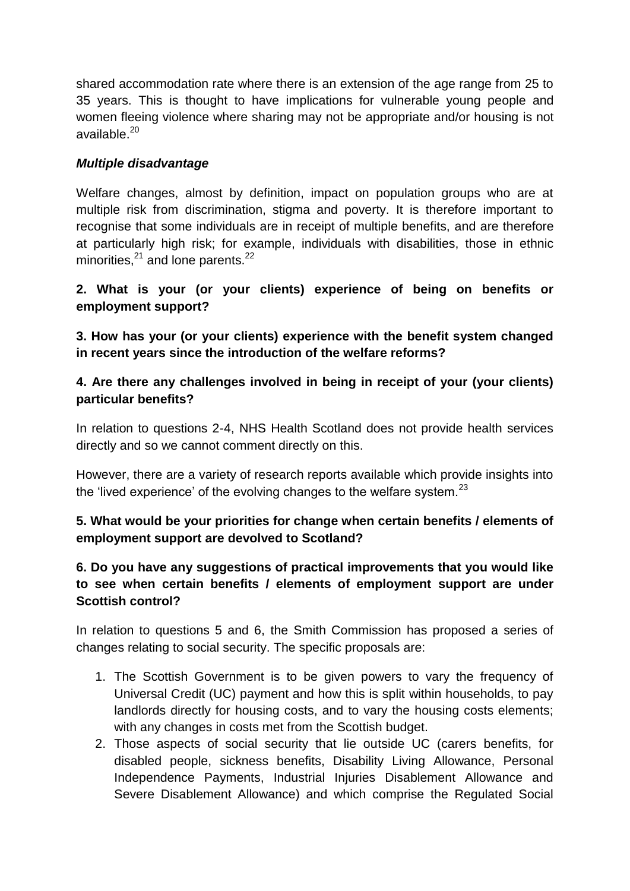shared accommodation rate where there is an extension of the age range from 25 to 35 years. This is thought to have implications for vulnerable young people and women fleeing violence where sharing may not be appropriate and/or housing is not available.[20]

***Multiple disadvantage***

Welfare changes, almost by definition, impact on population groups who are at multiple risk from discrimination, stigma and poverty. It is therefore important to recognise that some individuals are in receipt of multiple benefits, and are therefore at particularly high risk; for example, individuals with disabilities, those in ethnic minorities,[21] and lone parents.[22]

**2. What is your (or your clients) experience of being on benefits or employment support?**

**3. How has your (or your clients) experience with the benefit system changed in recent years since the introduction of the welfare reforms?**

**4. Are there any challenges involved in being in receipt of your (your clients) particular benefits?**

In relation to questions 2-4, NHS Health Scotland does not provide health services directly and so we cannot comment directly on this.

However, there are a variety of research reports available which provide insights into the 'lived experience' of the evolving changes to the welfare system.[23]

**5. What would be your priorities for change when certain benefits / elements of employment support are devolved to Scotland?**

**6. Do you have any suggestions of practical improvements that you would like to see when certain benefits / elements of employment support are under Scottish control?**

In relation to questions 5 and 6, the Smith Commission has proposed a series of changes relating to social security. The specific proposals are:

1. The Scottish Government is to be given powers to vary the frequency of Universal Credit (UC) payment and how this is split within households, to pay landlords directly for housing costs, and to vary the housing costs elements; with any changes in costs met from the Scottish budget.
2. Those aspects of social security that lie outside UC (carers benefits, for disabled people, sickness benefits, Disability Living Allowance, Personal Independence Payments, Industrial Injuries Disablement Allowance and Severe Disablement Allowance) and which comprise the Regulated Social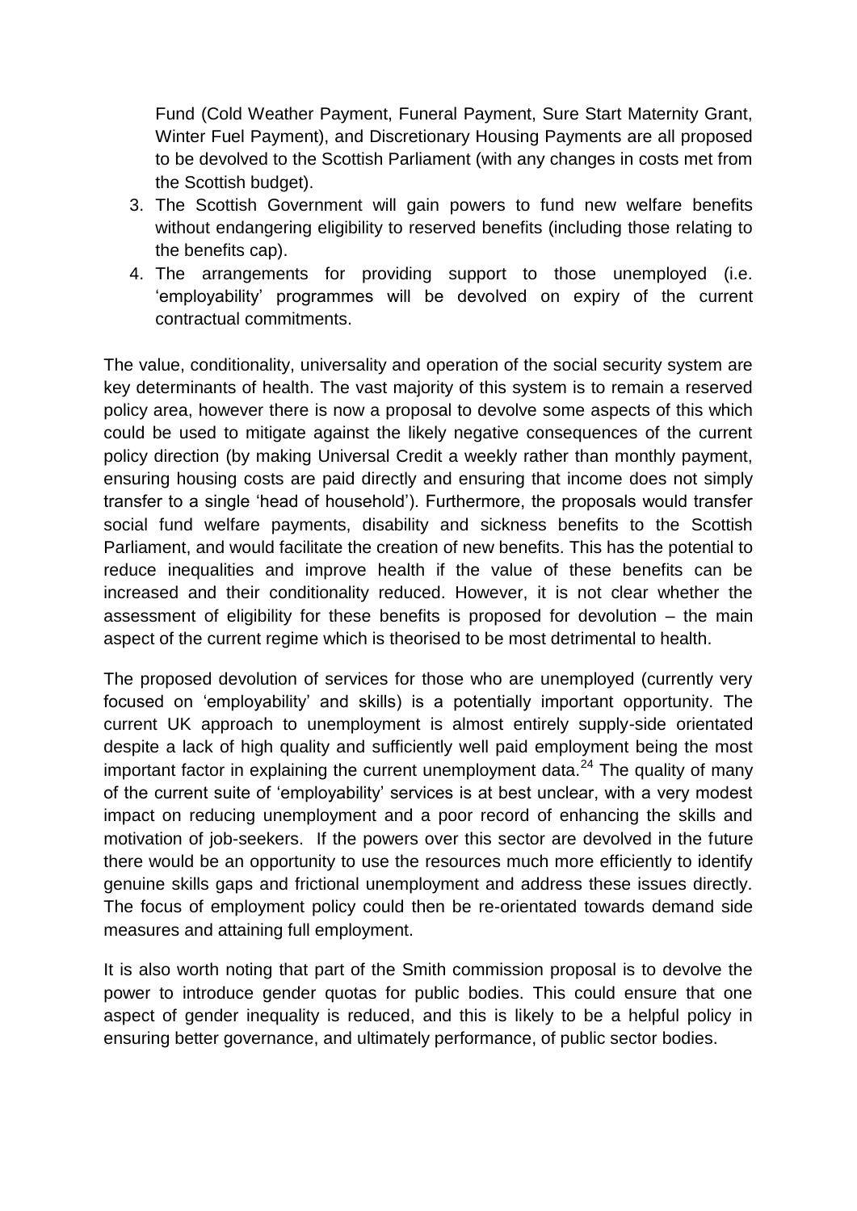Fund (Cold Weather Payment, Funeral Payment, Sure Start Maternity Grant, Winter Fuel Payment), and Discretionary Housing Payments are all proposed to be devolved to the Scottish Parliament (with any changes in costs met from the Scottish budget).

3. The Scottish Government will gain powers to fund new welfare benefits without endangering eligibility to reserved benefits (including those relating to the benefits cap).
4. The arrangements for providing support to those unemployed (i.e. 'employability' programmes will be devolved on expiry of the current contractual commitments.

The value, conditionality, universality and operation of the social security system are key determinants of health. The vast majority of this system is to remain a reserved policy area, however there is now a proposal to devolve some aspects of this which could be used to mitigate against the likely negative consequences of the current policy direction (by making Universal Credit a weekly rather than monthly payment, ensuring housing costs are paid directly and ensuring that income does not simply transfer to a single 'head of household'). Furthermore, the proposals would transfer social fund welfare payments, disability and sickness benefits to the Scottish Parliament, and would facilitate the creation of new benefits. This has the potential to reduce inequalities and improve health if the value of these benefits can be increased and their conditionality reduced. However, it is not clear whether the assessment of eligibility for these benefits is proposed for devolution – the main aspect of the current regime which is theorised to be most detrimental to health.

The proposed devolution of services for those who are unemployed (currently very focused on 'employability' and skills) is a potentially important opportunity. The current UK approach to unemployment is almost entirely supply-side orientated despite a lack of high quality and sufficiently well paid employment being the most important factor in explaining the current unemployment data.[24] The quality of many of the current suite of 'employability' services is at best unclear, with a very modest impact on reducing unemployment and a poor record of enhancing the skills and motivation of job-seekers. If the powers over this sector are devolved in the future there would be an opportunity to use the resources much more efficiently to identify genuine skills gaps and frictional unemployment and address these issues directly. The focus of employment policy could then be re-orientated towards demand side measures and attaining full employment.

It is also worth noting that part of the Smith commission proposal is to devolve the power to introduce gender quotas for public bodies. This could ensure that one aspect of gender inequality is reduced, and this is likely to be a helpful policy in ensuring better governance, and ultimately performance, of public sector bodies.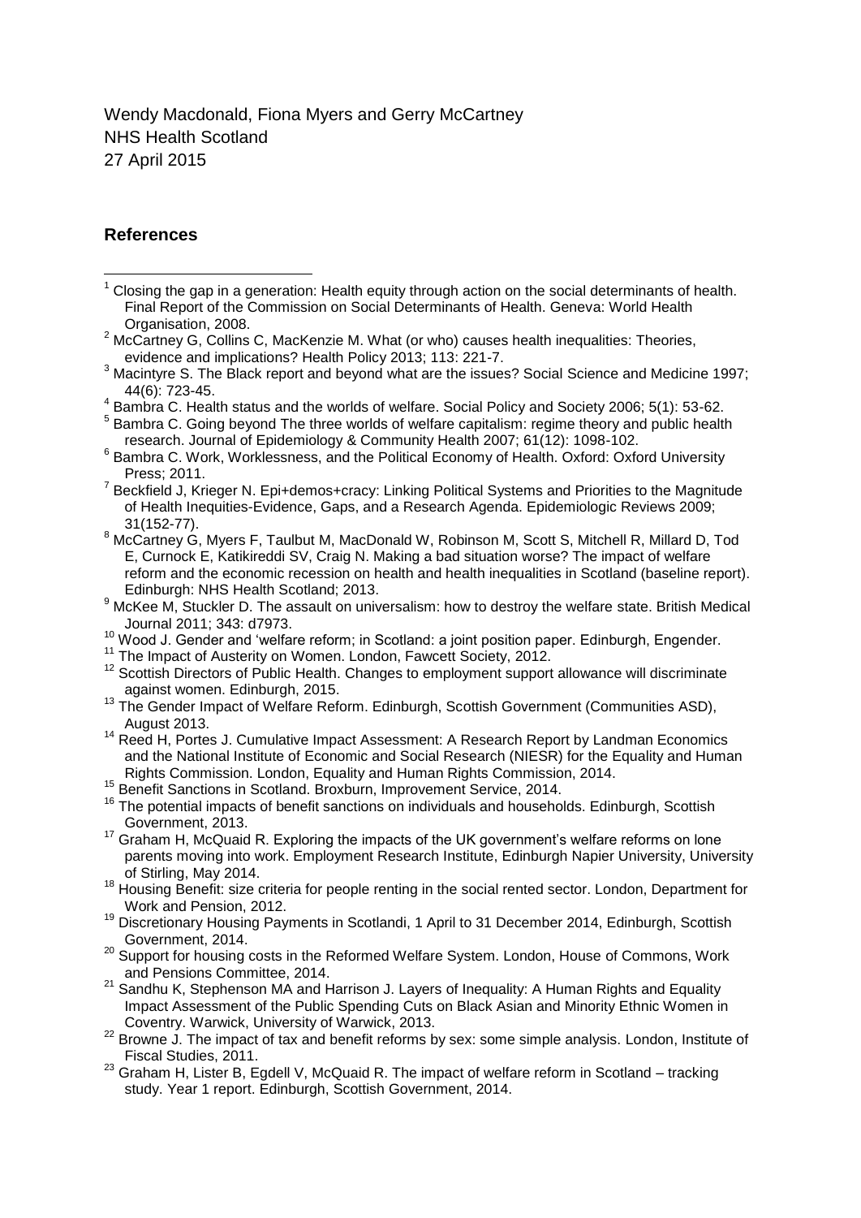Wendy Macdonald, Fiona Myers and Gerry McCartney
NHS Health Scotland
27 April 2015

## References

[1] Closing the gap in a generation: Health equity through action on the social determinants of health. Final Report of the Commission on Social Determinants of Health. Geneva: World Health Organisation, 2008.

[2] McCartney G, Collins C, MacKenzie M. What (or who) causes health inequalities: Theories, evidence and implications? Health Policy 2013; 113: 221-7.

[3] Macintyre S. The Black report and beyond what are the issues? Social Science and Medicine 1997; 44(6): 723-45.

[4] Bambra C. Health status and the worlds of welfare. Social Policy and Society 2006; 5(1): 53-62.

[5] Bambra C. Going beyond The three worlds of welfare capitalism: regime theory and public health research. Journal of Epidemiology & Community Health 2007; 61(12): 1098-102.

[6] Bambra C. Work, Worklessness, and the Political Economy of Health. Oxford: Oxford University Press; 2011.

[7] Beckfield J, Krieger N. Epi+demos+cracy: Linking Political Systems and Priorities to the Magnitude of Health Inequities-Evidence, Gaps, and a Research Agenda. Epidemiologic Reviews 2009; 31(152-77).

[8] McCartney G, Myers F, Taulbut M, MacDonald W, Robinson M, Scott S, Mitchell R, Millard D, Tod E, Curnock E, Katikireddi SV, Craig N. Making a bad situation worse? The impact of welfare reform and the economic recession on health and health inequalities in Scotland (baseline report). Edinburgh: NHS Health Scotland; 2013.

[9] McKee M, Stuckler D. The assault on universalism: how to destroy the welfare state. British Medical Journal 2011; 343: d7973.

[10] Wood J. Gender and 'welfare reform; in Scotland: a joint position paper. Edinburgh, Engender.

[11] The Impact of Austerity on Women. London, Fawcett Society, 2012.

[12] Scottish Directors of Public Health. Changes to employment support allowance will discriminate against women. Edinburgh, 2015.

[13] The Gender Impact of Welfare Reform. Edinburgh, Scottish Government (Communities ASD), August 2013.

[14] Reed H, Portes J. Cumulative Impact Assessment: A Research Report by Landman Economics and the National Institute of Economic and Social Research (NIESR) for the Equality and Human Rights Commission. London, Equality and Human Rights Commission, 2014.

[15] Benefit Sanctions in Scotland. Broxburn, Improvement Service, 2014.

[16] The potential impacts of benefit sanctions on individuals and households. Edinburgh, Scottish Government, 2013.

[17] Graham H, McQuaid R. Exploring the impacts of the UK government's welfare reforms on lone parents moving into work. Employment Research Institute, Edinburgh Napier University, University of Stirling, May 2014.

[18] Housing Benefit: size criteria for people renting in the social rented sector. London, Department for Work and Pension, 2012.

[19] Discretionary Housing Payments in Scotlandi, 1 April to 31 December 2014, Edinburgh, Scottish Government, 2014.

[20] Support for housing costs in the Reformed Welfare System. London, House of Commons, Work and Pensions Committee, 2014.

[21] Sandhu K, Stephenson MA and Harrison J. Layers of Inequality: A Human Rights and Equality Impact Assessment of the Public Spending Cuts on Black Asian and Minority Ethnic Women in Coventry. Warwick, University of Warwick, 2013.

[22] Browne J. The impact of tax and benefit reforms by sex: some simple analysis. London, Institute of Fiscal Studies, 2011.

[23] Graham H, Lister B, Egdell V, McQuaid R. The impact of welfare reform in Scotland – tracking study. Year 1 report. Edinburgh, Scottish Government, 2014.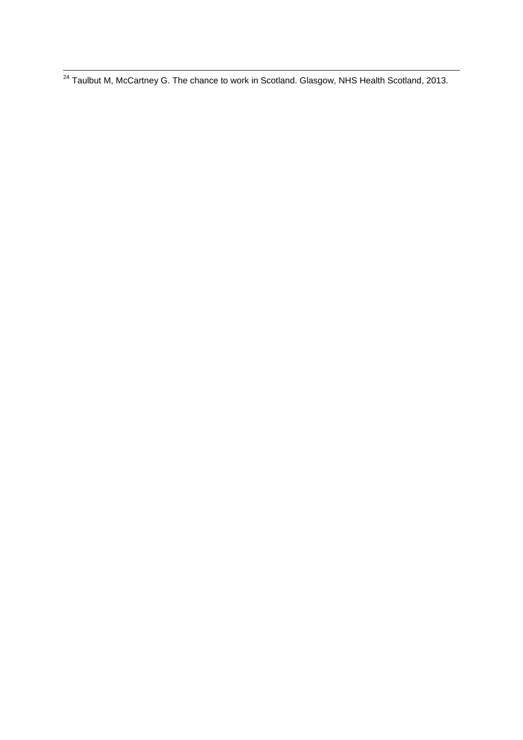[24] Taulbut M, McCartney G. The chance to work in Scotland. Glasgow, NHS Health Scotland, 2013.